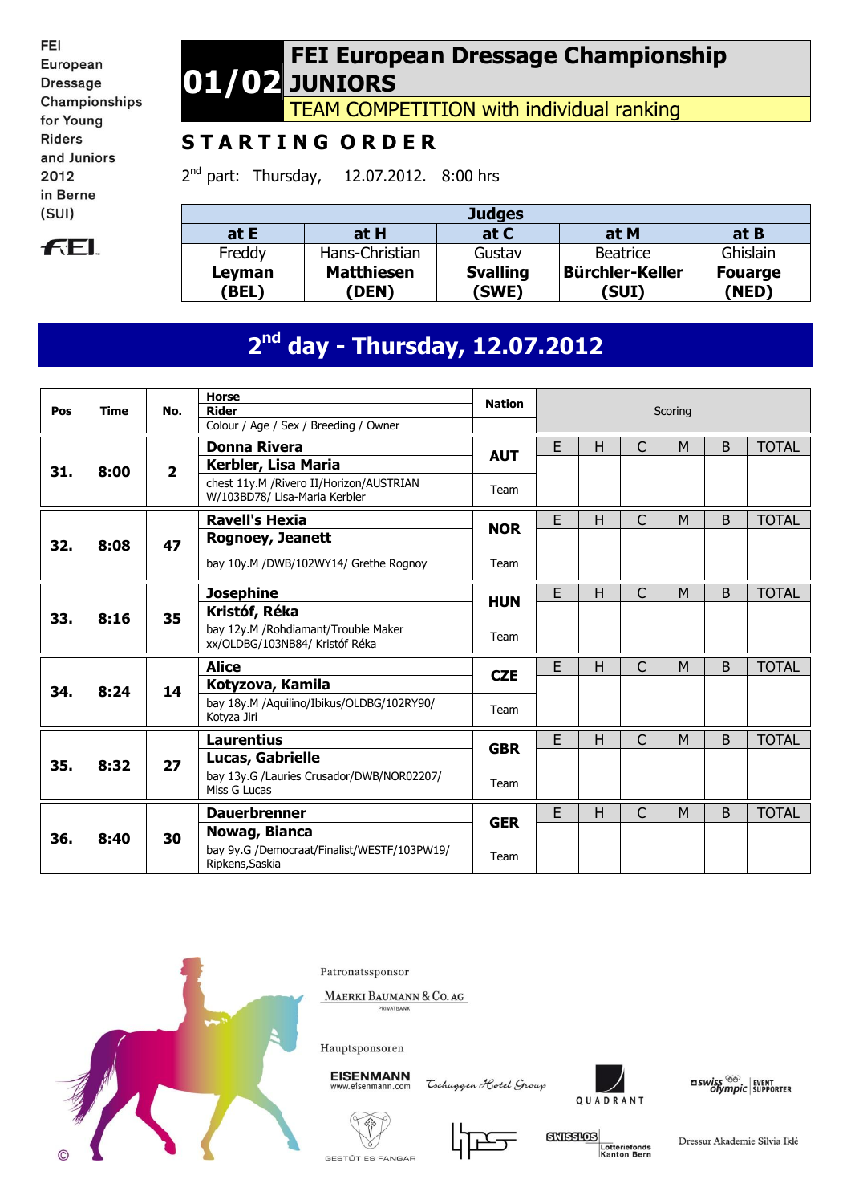FEI European Dressage Championships for Young Riders and Juniors 2012 in Berne (SUI)

# 01/02 FEI European Dressage Championship JUNIORS

TEAM COMPETITION with individual ranking

## STARTING ORDER

2nd part: Thursday, 12.07.2012. 8:00 hrs

| Judges | | | | |
|---|---|---|---|---|
| **at E** | **at H** | **at C** | **at M** | **at B** |
| Freddy **Leyman (BEL)** | Hans-Christian **Matthiesen (DEN)** | Gustav **Svalling (SWE)** | Beatrice **Bürchler-Keller (SUI)** | Ghislain **Fouarge (NED)** |

## 2nd day - Thursday, 12.07.2012

| Pos | Time | No. | Horse / Rider / Colour / Age / Sex / Breeding / Owner | Nation | E | H | C | M | B | TOTAL |
|---|---|---|---|---|---|---|---|---|---|---|
| **31.** | **8:00** | **2** | **Donna Rivera**<br>**Kerbler, Lisa Maria**<br>chest 11y.M /Rivero II/Horizon/AUSTRIAN W/103BD78/ Lisa-Maria Kerbler | **AUT**<br>Team | | | | | | |
| **32.** | **8:08** | **47** | **Ravell's Hexia**<br>**Rognoey, Jeanett**<br>bay 10y.M /DWB/102WY14/ Grethe Rognoy | **NOR**<br>Team | | | | | | |
| **33.** | **8:16** | **35** | **Josephine**<br>**Kristóf, Réka**<br>bay 12y.M /Rohdiamant/Trouble Maker xx/OLDBG/103NB84/ Kristóf Réka | **HUN**<br>Team | | | | | | |
| **34.** | **8:24** | **14** | **Alice**<br>**Kotyzova, Kamila**<br>bay 18y.M /Aquilino/Ibikus/OLDBG/102RY90/ Kotyza Jiri | **CZE**<br>Team | | | | | | |
| **35.** | **8:32** | **27** | **Laurentius**<br>**Lucas, Gabrielle**<br>bay 13y.G /Lauries Crusador/DWB/NOR02207/ Miss G Lucas | **GBR**<br>Team | | | | | | |
| **36.** | **8:40** | **30** | **Dauerbrenner**<br>**Nowag, Bianca**<br>bay 9y.G /Democraat/Finalist/WESTF/103PW19/ Ripkens,Saskia | **GER**<br>Team | | | | | | |

Patronatssponsor

MAERKI BAUMANN & CO. AG PRIVATBANK

Hauptsponsoren

EISENMANN www.eisenmann.com · Tschuggen Hotel Group · QUADRANT · swiss olympic EVENT SUPPORTER · GESTÜT ES FANGAR · SWISSLOS Lotteriefonds Kanton Bern · Dressur Akademie Silvia Iklé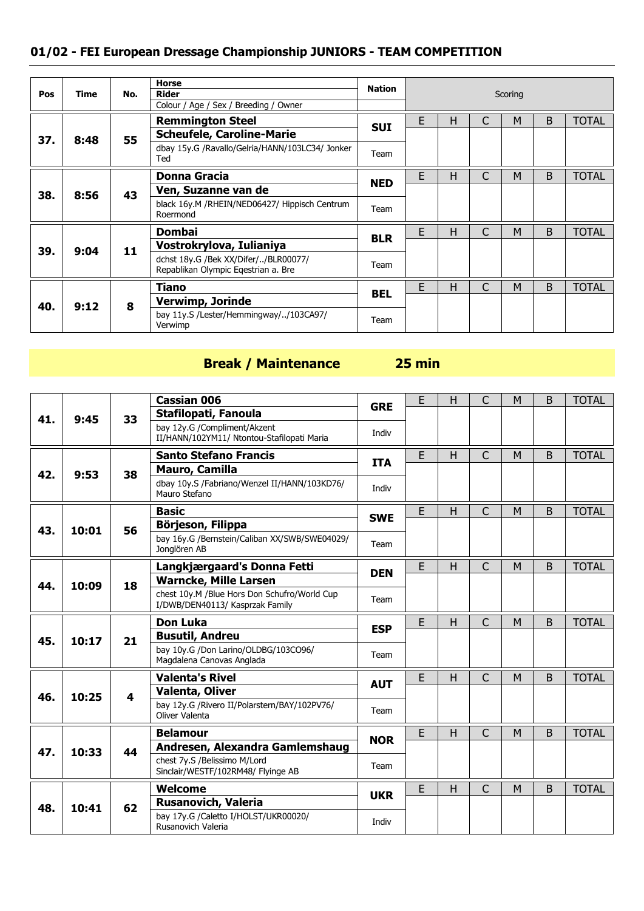## 01/02 - FEI European Dressage Championship JUNIORS - TEAM COMPETITION

| Pos | Time | No. | Horse / Rider / Colour / Age / Sex / Breeding / Owner | Nation | E | H | C | M | B | TOTAL |
|---|---|---|---|---|---|---|---|---|---|---|
| 37. | 8:48 | 55 | **Remmington Steel**<br>**Scheufele, Caroline-Marie**<br>dbay 15y.G /Ravallo/Gelria/HANN/103LC34/ Jonker Ted | **SUI**<br>Team | | | | | | |
| 38. | 8:56 | 43 | **Donna Gracia**<br>**Ven, Suzanne van de**<br>black 16y.M /RHEIN/NED06427/ Hippisch Centrum Roermond | **NED**<br>Team | | | | | | |
| 39. | 9:04 | 11 | **Dombai**<br>**Vostrokrylova, Iulianiya**<br>dchst 18y.G /Bek XX/Difer/../BLR00077/ Repablikan Olympic Eqestrian a. Bre | **BLR**<br>Team | | | | | | |
| 40. | 9:12 | 8 | **Tiano**<br>**Verwimp, Jorinde**<br>bay 11y.S /Lester/Hemmingway/../103CA97/ Verwimp | **BEL**<br>Team | | | | | | |

**Break / Maintenance 25 min**

| Pos | Time | No. | Horse / Rider / Colour / Age / Sex / Breeding / Owner | Nation | E | H | C | M | B | TOTAL |
|---|---|---|---|---|---|---|---|---|---|---|
| 41. | 9:45 | 33 | **Cassian 006**<br>**Stafilopati, Fanoula**<br>bay 12y.G /Compliment/Akzent II/HANN/102YM11/ Ntontou-Stafilopati Maria | **GRE**<br>Indiv | | | | | | |
| 42. | 9:53 | 38 | **Santo Stefano Francis**<br>**Mauro, Camilla**<br>dbay 10y.S /Fabriano/Wenzel II/HANN/103KD76/ Mauro Stefano | **ITA**<br>Indiv | | | | | | |
| 43. | 10:01 | 56 | **Basic**<br>**Börjeson, Filippa**<br>bay 16y.G /Bernstein/Caliban XX/SWB/SWE04029/ Jonglören AB | **SWE**<br>Team | | | | | | |
| 44. | 10:09 | 18 | **Langkjærgaard's Donna Fetti**<br>**Warncke, Mille Larsen**<br>chest 10y.M /Blue Hors Don Schufro/World Cup I/DWB/DEN40113/ Kasprzak Family | **DEN**<br>Team | | | | | | |
| 45. | 10:17 | 21 | **Don Luka**<br>**Busutil, Andreu**<br>bay 10y.G /Don Larino/OLDBG/103CO96/ Magdalena Canovas Anglada | **ESP**<br>Team | | | | | | |
| 46. | 10:25 | 4 | **Valenta's Rivel**<br>**Valenta, Oliver**<br>bay 12y.G /Rivero II/Polarstern/BAY/102PV76/ Oliver Valenta | **AUT**<br>Team | | | | | | |
| 47. | 10:33 | 44 | **Belamour**<br>**Andresen, Alexandra Gamlemshaug**<br>chest 7y.S /Belissimo M/Lord Sinclair/WESTF/102RM48/ Flyinge AB | **NOR**<br>Team | | | | | | |
| 48. | 10:41 | 62 | **Welcome**<br>**Rusanovich, Valeria**<br>bay 17y.G /Caletto I/HOLST/UKR00020/ Rusanovich Valeria | **UKR**<br>Indiv | | | | | | |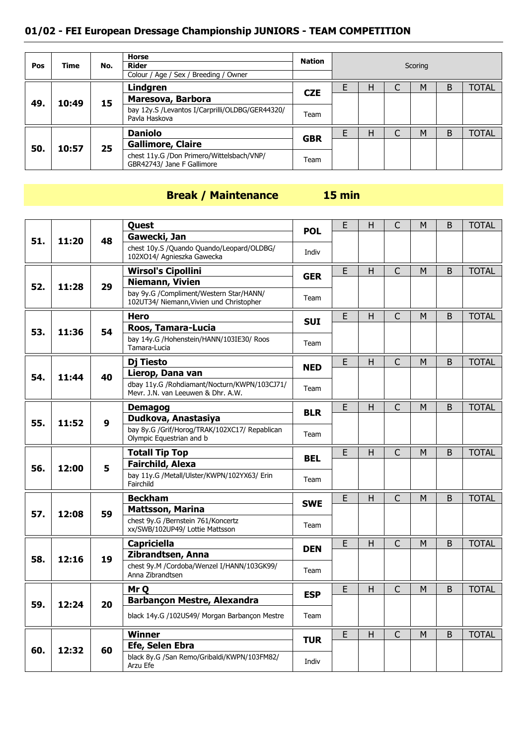## 01/02 - FEI European Dressage Championship JUNIORS - TEAM COMPETITION

| Pos | Time | No. | Horse / Rider / Colour / Age / Sex / Breeding / Owner | Nation | E | H | C | M | B | TOTAL |
|---|---|---|---|---|---|---|---|---|---|---|
| 49. | 10:49 | 15 | **Lindgren**<br>**Maresova, Barbora**<br>bay 12y.S /Levantos I/Carprilli/OLDBG/GER44320/ Pavla Haskova | **CZE**<br>Team | | | | | | |
| 50. | 10:57 | 25 | **Daniolo**<br>**Gallimore, Claire**<br>chest 11y.G /Don Primero/Wittelsbach/VNP/ GBR42743/ Jane F Gallimore | **GBR**<br>Team | | | | | | |

**Break / Maintenance 15 min**

| Pos | Time | No. | Horse / Rider / Colour / Age / Sex / Breeding / Owner | Nation | E | H | C | M | B | TOTAL |
|---|---|---|---|---|---|---|---|---|---|---|
| 51. | 11:20 | 48 | **Quest**<br>**Gawecki, Jan**<br>chest 10y.S /Quando Quando/Leopard/OLDBG/ 102XO14/ Agnieszka Gawecka | **POL**<br>Indiv | | | | | | |
| 52. | 11:28 | 29 | **Wirsol's Cipollini**<br>**Niemann, Vivien**<br>bay 9y.G /Compliment/Western Star/HANN/ 102UT34/ Niemann,Vivien und Christopher | **GER**<br>Team | | | | | | |
| 53. | 11:36 | 54 | **Hero**<br>**Roos, Tamara-Lucia**<br>bay 14y.G /Hohenstein/HANN/103IE30/ Roos Tamara-Lucia | **SUI**<br>Team | | | | | | |
| 54. | 11:44 | 40 | **Dj Tiesto**<br>**Lierop, Dana van**<br>dbay 11y.G /Rohdiamant/Nocturn/KWPN/103CJ71/ Mevr. J.N. van Leeuwen & Dhr. A.W. | **NED**<br>Team | | | | | | |
| 55. | 11:52 | 9 | **Demagog**<br>**Dudkova, Anastasiya**<br>bay 8y.G /Grif/Horog/TRAK/102XC17/ Repablican Olympic Equestrian and b | **BLR**<br>Team | | | | | | |
| 56. | 12:00 | 5 | **Totall Tip Top**<br>**Fairchild, Alexa**<br>bay 11y.G /Metall/Ulster/KWPN/102YX63/ Erin Fairchild | **BEL**<br>Team | | | | | | |
| 57. | 12:08 | 59 | **Beckham**<br>**Mattsson, Marina**<br>chest 9y.G /Bernstein 761/Koncertz xx/SWB/102UP49/ Lottie Mattsson | **SWE**<br>Team | | | | | | |
| 58. | 12:16 | 19 | **Capriciella**<br>**Zibrandtsen, Anna**<br>chest 9y.M /Cordoba/Wenzel I/HANN/103GK99/ Anna Zibrandtsen | **DEN**<br>Team | | | | | | |
| 59. | 12:24 | 20 | **Mr Q**<br>**Barbançon Mestre, Alexandra**<br>black 14y.G /102US49/ Morgan Barbançon Mestre | **ESP**<br>Team | | | | | | |
| 60. | 12:32 | 60 | **Winner**<br>**Efe, Selen Ebra**<br>black 8y.G /San Remo/Gribaldi/KWPN/103FM82/ Arzu Efe | **TUR**<br>Indiv | | | | | | |